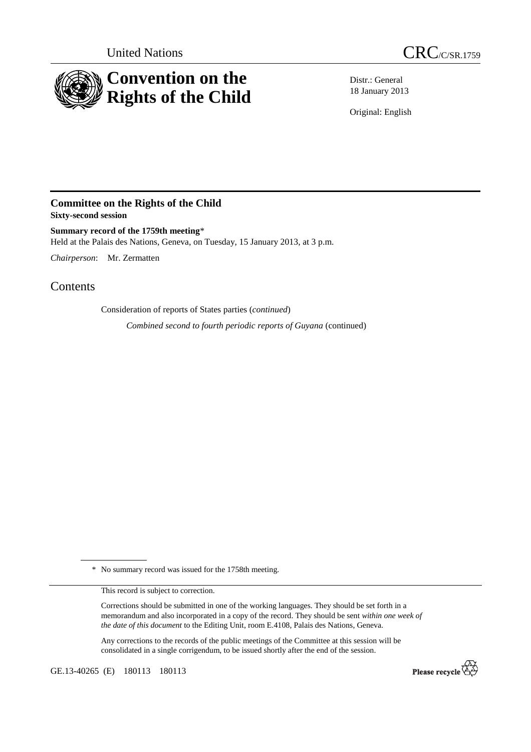United Nations

# CRC/C/SR.1759

# Convention on the Rights of the Child

Distr.: General
18 January 2013

Original: English

## Committee on the Rights of the Child

**Sixty-second session**

**Summary record of the 1759th meeting***

Held at the Palais des Nations, Geneva, on Tuesday, 15 January 2013, at 3 p.m.

*Chairperson*: Mr. Zermatten

## Contents

Consideration of reports of States parties (*continued*)

*Combined second to fourth periodic reports of Guyana* (continued)

\* No summary record was issued for the 1758th meeting.

This record is subject to correction.

Corrections should be submitted in one of the working languages. They should be set forth in a memorandum and also incorporated in a copy of the record. They should be sent *within one week of the date of this document* to the Editing Unit, room E.4108, Palais des Nations, Geneva.

Any corrections to the records of the public meetings of the Committee at this session will be consolidated in a single corrigendum, to be issued shortly after the end of the session.

GE.13-40265 (E) 180113 180113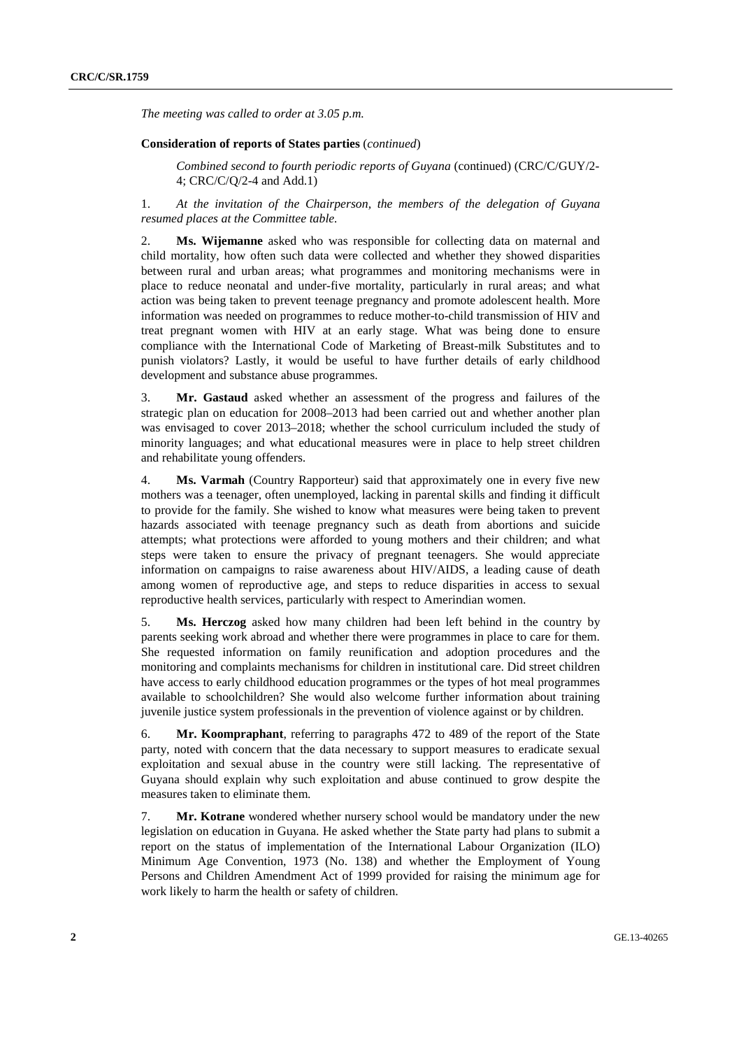*The meeting was called to order at 3.05 p.m.*

**Consideration of reports of States parties** (*continued*)

*Combined second to fourth periodic reports of Guyana* (continued) (CRC/C/GUY/2-4; CRC/C/Q/2-4 and Add.1)

1. *At the invitation of the Chairperson, the members of the delegation of Guyana resumed places at the Committee table.*

2. **Ms. Wijemanne** asked who was responsible for collecting data on maternal and child mortality, how often such data were collected and whether they showed disparities between rural and urban areas; what programmes and monitoring mechanisms were in place to reduce neonatal and under-five mortality, particularly in rural areas; and what action was being taken to prevent teenage pregnancy and promote adolescent health. More information was needed on programmes to reduce mother-to-child transmission of HIV and treat pregnant women with HIV at an early stage. What was being done to ensure compliance with the International Code of Marketing of Breast-milk Substitutes and to punish violators? Lastly, it would be useful to have further details of early childhood development and substance abuse programmes.

3. **Mr. Gastaud** asked whether an assessment of the progress and failures of the strategic plan on education for 2008–2013 had been carried out and whether another plan was envisaged to cover 2013–2018; whether the school curriculum included the study of minority languages; and what educational measures were in place to help street children and rehabilitate young offenders.

4. **Ms. Varmah** (Country Rapporteur) said that approximately one in every five new mothers was a teenager, often unemployed, lacking in parental skills and finding it difficult to provide for the family. She wished to know what measures were being taken to prevent hazards associated with teenage pregnancy such as death from abortions and suicide attempts; what protections were afforded to young mothers and their children; and what steps were taken to ensure the privacy of pregnant teenagers. She would appreciate information on campaigns to raise awareness about HIV/AIDS, a leading cause of death among women of reproductive age, and steps to reduce disparities in access to sexual reproductive health services, particularly with respect to Amerindian women.

5. **Ms. Herczog** asked how many children had been left behind in the country by parents seeking work abroad and whether there were programmes in place to care for them. She requested information on family reunification and adoption procedures and the monitoring and complaints mechanisms for children in institutional care. Did street children have access to early childhood education programmes or the types of hot meal programmes available to schoolchildren? She would also welcome further information about training juvenile justice system professionals in the prevention of violence against or by children.

6. **Mr. Koompraphant**, referring to paragraphs 472 to 489 of the report of the State party, noted with concern that the data necessary to support measures to eradicate sexual exploitation and sexual abuse in the country were still lacking. The representative of Guyana should explain why such exploitation and abuse continued to grow despite the measures taken to eliminate them.

7. **Mr. Kotrane** wondered whether nursery school would be mandatory under the new legislation on education in Guyana. He asked whether the State party had plans to submit a report on the status of implementation of the International Labour Organization (ILO) Minimum Age Convention, 1973 (No. 138) and whether the Employment of Young Persons and Children Amendment Act of 1999 provided for raising the minimum age for work likely to harm the health or safety of children.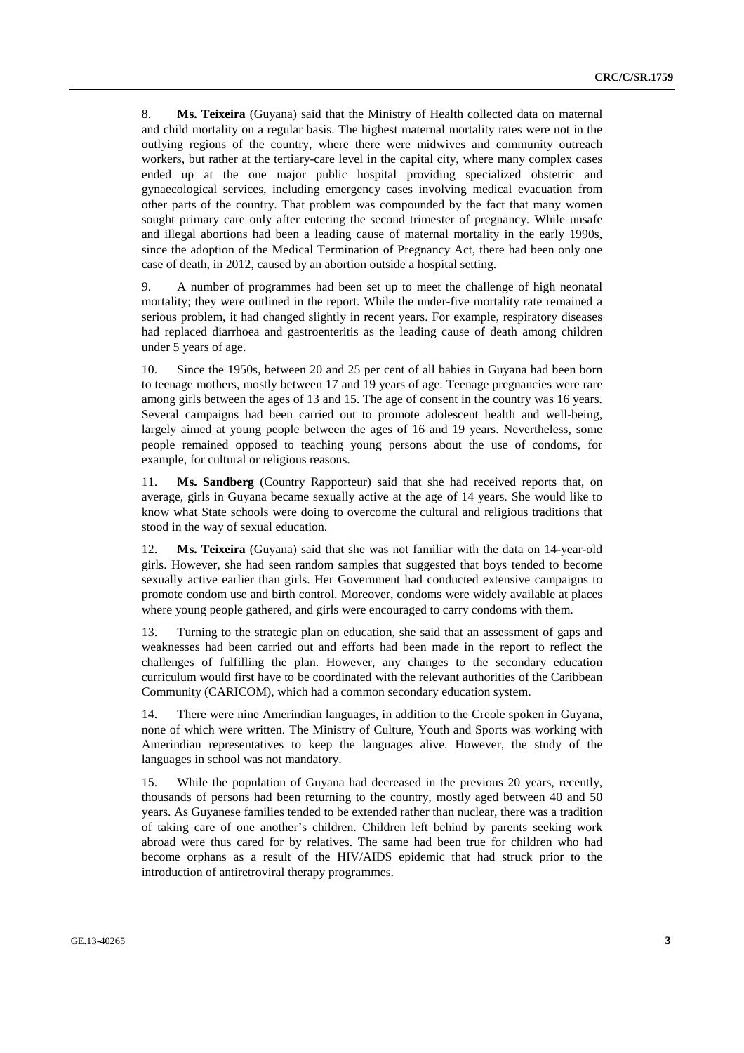8. **Ms. Teixeira** (Guyana) said that the Ministry of Health collected data on maternal and child mortality on a regular basis. The highest maternal mortality rates were not in the outlying regions of the country, where there were midwives and community outreach workers, but rather at the tertiary-care level in the capital city, where many complex cases ended up at the one major public hospital providing specialized obstetric and gynaecological services, including emergency cases involving medical evacuation from other parts of the country. That problem was compounded by the fact that many women sought primary care only after entering the second trimester of pregnancy. While unsafe and illegal abortions had been a leading cause of maternal mortality in the early 1990s, since the adoption of the Medical Termination of Pregnancy Act, there had been only one case of death, in 2012, caused by an abortion outside a hospital setting.

9. A number of programmes had been set up to meet the challenge of high neonatal mortality; they were outlined in the report. While the under-five mortality rate remained a serious problem, it had changed slightly in recent years. For example, respiratory diseases had replaced diarrhoea and gastroenteritis as the leading cause of death among children under 5 years of age.

10. Since the 1950s, between 20 and 25 per cent of all babies in Guyana had been born to teenage mothers, mostly between 17 and 19 years of age. Teenage pregnancies were rare among girls between the ages of 13 and 15. The age of consent in the country was 16 years. Several campaigns had been carried out to promote adolescent health and well-being, largely aimed at young people between the ages of 16 and 19 years. Nevertheless, some people remained opposed to teaching young persons about the use of condoms, for example, for cultural or religious reasons.

11. **Ms. Sandberg** (Country Rapporteur) said that she had received reports that, on average, girls in Guyana became sexually active at the age of 14 years. She would like to know what State schools were doing to overcome the cultural and religious traditions that stood in the way of sexual education.

12. **Ms. Teixeira** (Guyana) said that she was not familiar with the data on 14-year-old girls. However, she had seen random samples that suggested that boys tended to become sexually active earlier than girls. Her Government had conducted extensive campaigns to promote condom use and birth control. Moreover, condoms were widely available at places where young people gathered, and girls were encouraged to carry condoms with them.

13. Turning to the strategic plan on education, she said that an assessment of gaps and weaknesses had been carried out and efforts had been made in the report to reflect the challenges of fulfilling the plan. However, any changes to the secondary education curriculum would first have to be coordinated with the relevant authorities of the Caribbean Community (CARICOM), which had a common secondary education system.

14. There were nine Amerindian languages, in addition to the Creole spoken in Guyana, none of which were written. The Ministry of Culture, Youth and Sports was working with Amerindian representatives to keep the languages alive. However, the study of the languages in school was not mandatory.

15. While the population of Guyana had decreased in the previous 20 years, recently, thousands of persons had been returning to the country, mostly aged between 40 and 50 years. As Guyanese families tended to be extended rather than nuclear, there was a tradition of taking care of one another's children. Children left behind by parents seeking work abroad were thus cared for by relatives. The same had been true for children who had become orphans as a result of the HIV/AIDS epidemic that had struck prior to the introduction of antiretroviral therapy programmes.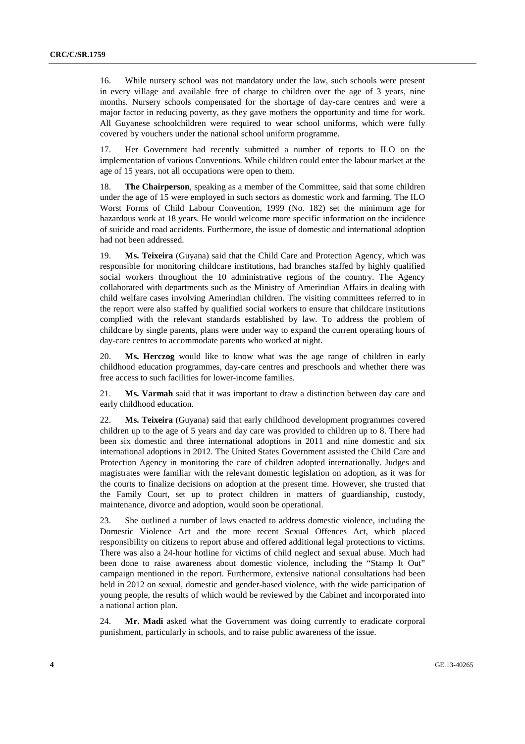16. While nursery school was not mandatory under the law, such schools were present in every village and available free of charge to children over the age of 3 years, nine months. Nursery schools compensated for the shortage of day-care centres and were a major factor in reducing poverty, as they gave mothers the opportunity and time for work. All Guyanese schoolchildren were required to wear school uniforms, which were fully covered by vouchers under the national school uniform programme.

17. Her Government had recently submitted a number of reports to ILO on the implementation of various Conventions. While children could enter the labour market at the age of 15 years, not all occupations were open to them.

18. **The Chairperson**, speaking as a member of the Committee, said that some children under the age of 15 were employed in such sectors as domestic work and farming. The ILO Worst Forms of Child Labour Convention, 1999 (No. 182) set the minimum age for hazardous work at 18 years. He would welcome more specific information on the incidence of suicide and road accidents. Furthermore, the issue of domestic and international adoption had not been addressed.

19. **Ms. Teixeira** (Guyana) said that the Child Care and Protection Agency, which was responsible for monitoring childcare institutions, had branches staffed by highly qualified social workers throughout the 10 administrative regions of the country. The Agency collaborated with departments such as the Ministry of Amerindian Affairs in dealing with child welfare cases involving Amerindian children. The visiting committees referred to in the report were also staffed by qualified social workers to ensure that childcare institutions complied with the relevant standards established by law. To address the problem of childcare by single parents, plans were under way to expand the current operating hours of day-care centres to accommodate parents who worked at night.

20. **Ms. Herczog** would like to know what was the age range of children in early childhood education programmes, day-care centres and preschools and whether there was free access to such facilities for lower-income families.

21. **Ms. Varmah** said that it was important to draw a distinction between day care and early childhood education.

22. **Ms. Teixeira** (Guyana) said that early childhood development programmes covered children up to the age of 5 years and day care was provided to children up to 8. There had been six domestic and three international adoptions in 2011 and nine domestic and six international adoptions in 2012. The United States Government assisted the Child Care and Protection Agency in monitoring the care of children adopted internationally. Judges and magistrates were familiar with the relevant domestic legislation on adoption, as it was for the courts to finalize decisions on adoption at the present time. However, she trusted that the Family Court, set up to protect children in matters of guardianship, custody, maintenance, divorce and adoption, would soon be operational.

23. She outlined a number of laws enacted to address domestic violence, including the Domestic Violence Act and the more recent Sexual Offences Act, which placed responsibility on citizens to report abuse and offered additional legal protections to victims. There was also a 24-hour hotline for victims of child neglect and sexual abuse. Much had been done to raise awareness about domestic violence, including the "Stamp It Out" campaign mentioned in the report. Furthermore, extensive national consultations had been held in 2012 on sexual, domestic and gender-based violence, with the wide participation of young people, the results of which would be reviewed by the Cabinet and incorporated into a national action plan.

24. **Mr. Madi** asked what the Government was doing currently to eradicate corporal punishment, particularly in schools, and to raise public awareness of the issue.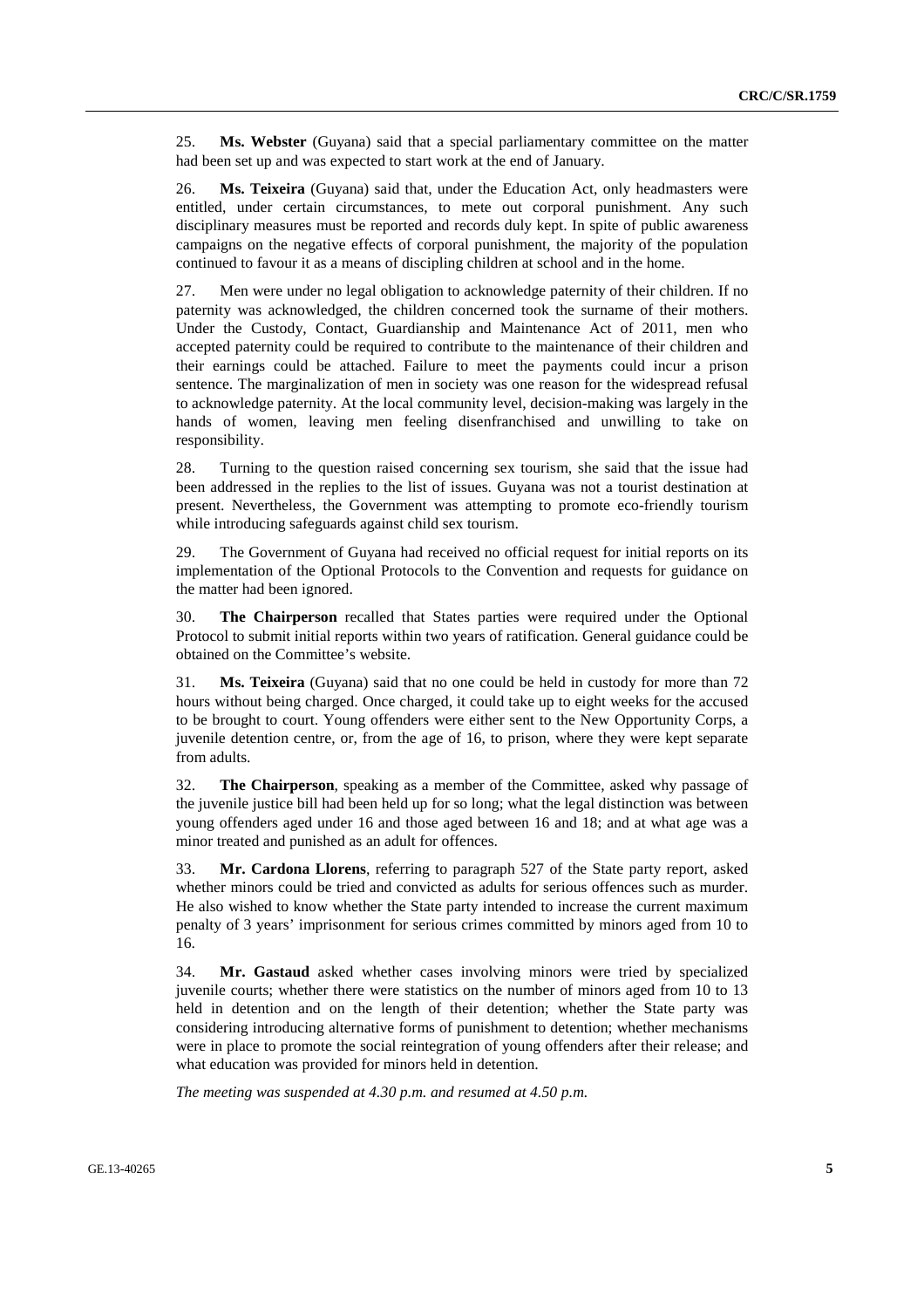25. **Ms. Webster** (Guyana) said that a special parliamentary committee on the matter had been set up and was expected to start work at the end of January.

26. **Ms. Teixeira** (Guyana) said that, under the Education Act, only headmasters were entitled, under certain circumstances, to mete out corporal punishment. Any such disciplinary measures must be reported and records duly kept. In spite of public awareness campaigns on the negative effects of corporal punishment, the majority of the population continued to favour it as a means of discipling children at school and in the home.

27. Men were under no legal obligation to acknowledge paternity of their children. If no paternity was acknowledged, the children concerned took the surname of their mothers. Under the Custody, Contact, Guardianship and Maintenance Act of 2011, men who accepted paternity could be required to contribute to the maintenance of their children and their earnings could be attached. Failure to meet the payments could incur a prison sentence. The marginalization of men in society was one reason for the widespread refusal to acknowledge paternity. At the local community level, decision-making was largely in the hands of women, leaving men feeling disenfranchised and unwilling to take on responsibility.

28. Turning to the question raised concerning sex tourism, she said that the issue had been addressed in the replies to the list of issues. Guyana was not a tourist destination at present. Nevertheless, the Government was attempting to promote eco-friendly tourism while introducing safeguards against child sex tourism.

29. The Government of Guyana had received no official request for initial reports on its implementation of the Optional Protocols to the Convention and requests for guidance on the matter had been ignored.

30. **The Chairperson** recalled that States parties were required under the Optional Protocol to submit initial reports within two years of ratification. General guidance could be obtained on the Committee's website.

31. **Ms. Teixeira** (Guyana) said that no one could be held in custody for more than 72 hours without being charged. Once charged, it could take up to eight weeks for the accused to be brought to court. Young offenders were either sent to the New Opportunity Corps, a juvenile detention centre, or, from the age of 16, to prison, where they were kept separate from adults.

32. **The Chairperson**, speaking as a member of the Committee, asked why passage of the juvenile justice bill had been held up for so long; what the legal distinction was between young offenders aged under 16 and those aged between 16 and 18; and at what age was a minor treated and punished as an adult for offences.

33. **Mr. Cardona Llorens**, referring to paragraph 527 of the State party report, asked whether minors could be tried and convicted as adults for serious offences such as murder. He also wished to know whether the State party intended to increase the current maximum penalty of 3 years' imprisonment for serious crimes committed by minors aged from 10 to 16.

34. **Mr. Gastaud** asked whether cases involving minors were tried by specialized juvenile courts; whether there were statistics on the number of minors aged from 10 to 13 held in detention and on the length of their detention; whether the State party was considering introducing alternative forms of punishment to detention; whether mechanisms were in place to promote the social reintegration of young offenders after their release; and what education was provided for minors held in detention.

*The meeting was suspended at 4.30 p.m. and resumed at 4.50 p.m.*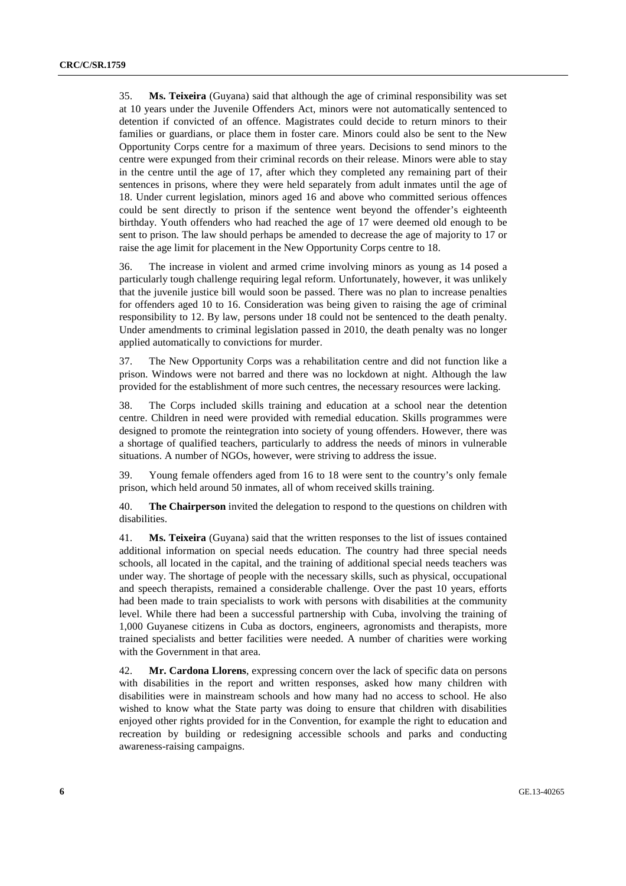35. **Ms. Teixeira** (Guyana) said that although the age of criminal responsibility was set at 10 years under the Juvenile Offenders Act, minors were not automatically sentenced to detention if convicted of an offence. Magistrates could decide to return minors to their families or guardians, or place them in foster care. Minors could also be sent to the New Opportunity Corps centre for a maximum of three years. Decisions to send minors to the centre were expunged from their criminal records on their release. Minors were able to stay in the centre until the age of 17, after which they completed any remaining part of their sentences in prisons, where they were held separately from adult inmates until the age of 18. Under current legislation, minors aged 16 and above who committed serious offences could be sent directly to prison if the sentence went beyond the offender's eighteenth birthday. Youth offenders who had reached the age of 17 were deemed old enough to be sent to prison. The law should perhaps be amended to decrease the age of majority to 17 or raise the age limit for placement in the New Opportunity Corps centre to 18.

36. The increase in violent and armed crime involving minors as young as 14 posed a particularly tough challenge requiring legal reform. Unfortunately, however, it was unlikely that the juvenile justice bill would soon be passed. There was no plan to increase penalties for offenders aged 10 to 16. Consideration was being given to raising the age of criminal responsibility to 12. By law, persons under 18 could not be sentenced to the death penalty. Under amendments to criminal legislation passed in 2010, the death penalty was no longer applied automatically to convictions for murder.

37. The New Opportunity Corps was a rehabilitation centre and did not function like a prison. Windows were not barred and there was no lockdown at night. Although the law provided for the establishment of more such centres, the necessary resources were lacking.

38. The Corps included skills training and education at a school near the detention centre. Children in need were provided with remedial education. Skills programmes were designed to promote the reintegration into society of young offenders. However, there was a shortage of qualified teachers, particularly to address the needs of minors in vulnerable situations. A number of NGOs, however, were striving to address the issue.

39. Young female offenders aged from 16 to 18 were sent to the country's only female prison, which held around 50 inmates, all of whom received skills training.

40. **The Chairperson** invited the delegation to respond to the questions on children with disabilities.

41. **Ms. Teixeira** (Guyana) said that the written responses to the list of issues contained additional information on special needs education. The country had three special needs schools, all located in the capital, and the training of additional special needs teachers was under way. The shortage of people with the necessary skills, such as physical, occupational and speech therapists, remained a considerable challenge. Over the past 10 years, efforts had been made to train specialists to work with persons with disabilities at the community level. While there had been a successful partnership with Cuba, involving the training of 1,000 Guyanese citizens in Cuba as doctors, engineers, agronomists and therapists, more trained specialists and better facilities were needed. A number of charities were working with the Government in that area.

42. **Mr. Cardona Llorens**, expressing concern over the lack of specific data on persons with disabilities in the report and written responses, asked how many children with disabilities were in mainstream schools and how many had no access to school. He also wished to know what the State party was doing to ensure that children with disabilities enjoyed other rights provided for in the Convention, for example the right to education and recreation by building or redesigning accessible schools and parks and conducting awareness-raising campaigns.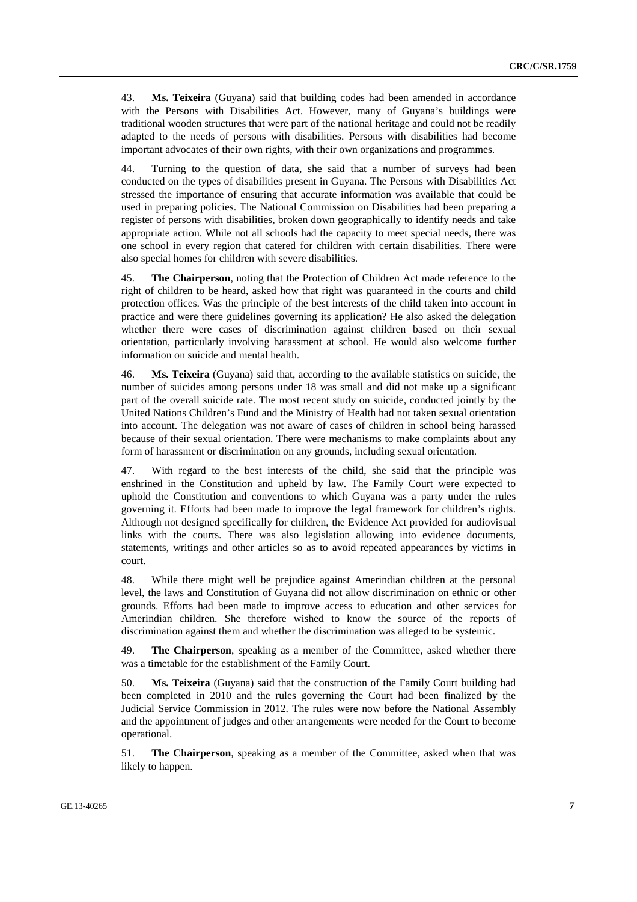43. **Ms. Teixeira** (Guyana) said that building codes had been amended in accordance with the Persons with Disabilities Act. However, many of Guyana's buildings were traditional wooden structures that were part of the national heritage and could not be readily adapted to the needs of persons with disabilities. Persons with disabilities had become important advocates of their own rights, with their own organizations and programmes.

44. Turning to the question of data, she said that a number of surveys had been conducted on the types of disabilities present in Guyana. The Persons with Disabilities Act stressed the importance of ensuring that accurate information was available that could be used in preparing policies. The National Commission on Disabilities had been preparing a register of persons with disabilities, broken down geographically to identify needs and take appropriate action. While not all schools had the capacity to meet special needs, there was one school in every region that catered for children with certain disabilities. There were also special homes for children with severe disabilities.

45. **The Chairperson**, noting that the Protection of Children Act made reference to the right of children to be heard, asked how that right was guaranteed in the courts and child protection offices. Was the principle of the best interests of the child taken into account in practice and were there guidelines governing its application? He also asked the delegation whether there were cases of discrimination against children based on their sexual orientation, particularly involving harassment at school. He would also welcome further information on suicide and mental health.

46. **Ms. Teixeira** (Guyana) said that, according to the available statistics on suicide, the number of suicides among persons under 18 was small and did not make up a significant part of the overall suicide rate. The most recent study on suicide, conducted jointly by the United Nations Children's Fund and the Ministry of Health had not taken sexual orientation into account. The delegation was not aware of cases of children in school being harassed because of their sexual orientation. There were mechanisms to make complaints about any form of harassment or discrimination on any grounds, including sexual orientation.

47. With regard to the best interests of the child, she said that the principle was enshrined in the Constitution and upheld by law. The Family Court were expected to uphold the Constitution and conventions to which Guyana was a party under the rules governing it. Efforts had been made to improve the legal framework for children's rights. Although not designed specifically for children, the Evidence Act provided for audiovisual links with the courts. There was also legislation allowing into evidence documents, statements, writings and other articles so as to avoid repeated appearances by victims in court.

48. While there might well be prejudice against Amerindian children at the personal level, the laws and Constitution of Guyana did not allow discrimination on ethnic or other grounds. Efforts had been made to improve access to education and other services for Amerindian children. She therefore wished to know the source of the reports of discrimination against them and whether the discrimination was alleged to be systemic.

49. **The Chairperson**, speaking as a member of the Committee, asked whether there was a timetable for the establishment of the Family Court.

50. **Ms. Teixeira** (Guyana) said that the construction of the Family Court building had been completed in 2010 and the rules governing the Court had been finalized by the Judicial Service Commission in 2012. The rules were now before the National Assembly and the appointment of judges and other arrangements were needed for the Court to become operational.

51. **The Chairperson**, speaking as a member of the Committee, asked when that was likely to happen.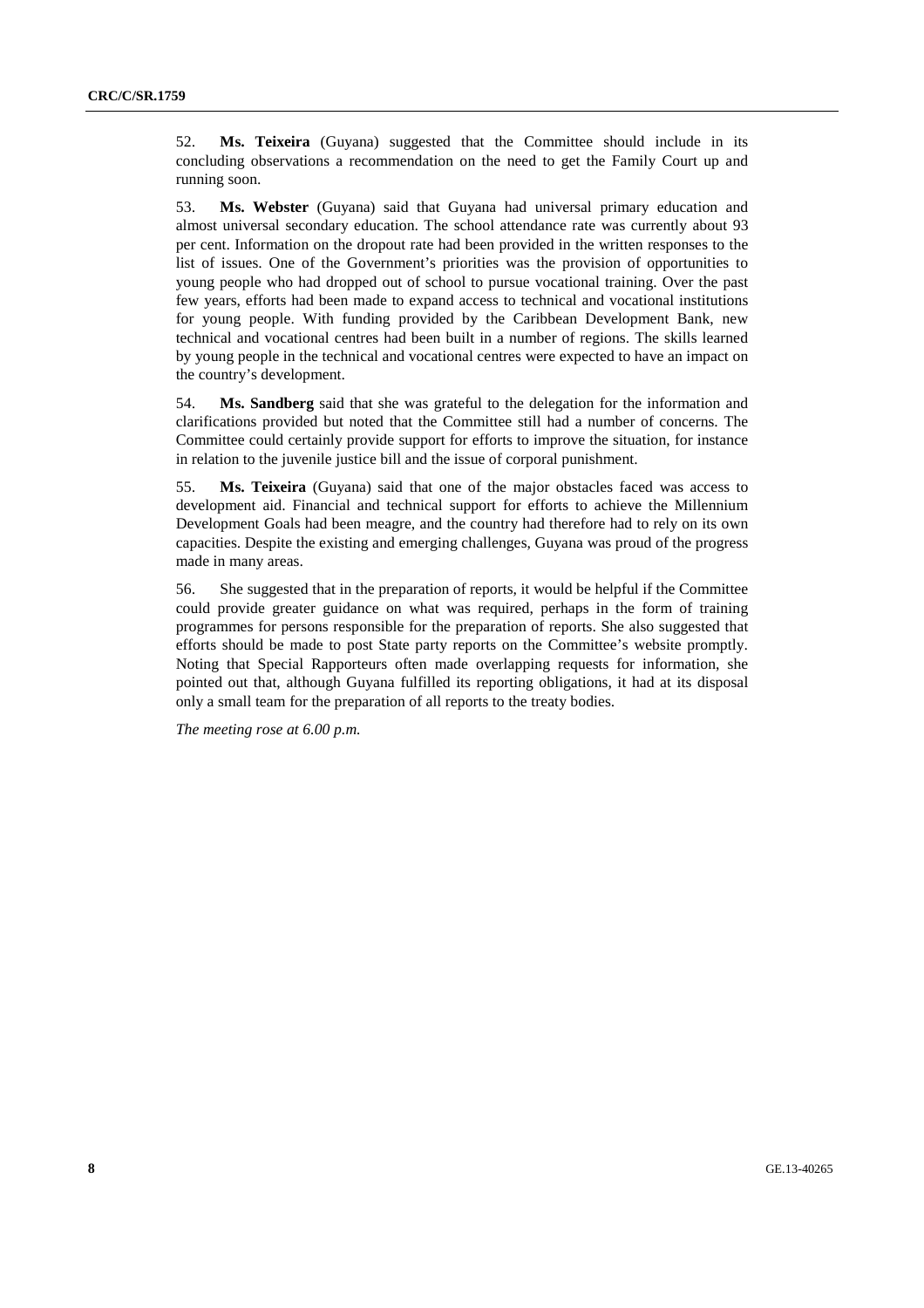52. **Ms. Teixeira** (Guyana) suggested that the Committee should include in its concluding observations a recommendation on the need to get the Family Court up and running soon.

53. **Ms. Webster** (Guyana) said that Guyana had universal primary education and almost universal secondary education. The school attendance rate was currently about 93 per cent. Information on the dropout rate had been provided in the written responses to the list of issues. One of the Government's priorities was the provision of opportunities to young people who had dropped out of school to pursue vocational training. Over the past few years, efforts had been made to expand access to technical and vocational institutions for young people. With funding provided by the Caribbean Development Bank, new technical and vocational centres had been built in a number of regions. The skills learned by young people in the technical and vocational centres were expected to have an impact on the country's development.

54. **Ms. Sandberg** said that she was grateful to the delegation for the information and clarifications provided but noted that the Committee still had a number of concerns. The Committee could certainly provide support for efforts to improve the situation, for instance in relation to the juvenile justice bill and the issue of corporal punishment.

55. **Ms. Teixeira** (Guyana) said that one of the major obstacles faced was access to development aid. Financial and technical support for efforts to achieve the Millennium Development Goals had been meagre, and the country had therefore had to rely on its own capacities. Despite the existing and emerging challenges, Guyana was proud of the progress made in many areas.

56. She suggested that in the preparation of reports, it would be helpful if the Committee could provide greater guidance on what was required, perhaps in the form of training programmes for persons responsible for the preparation of reports. She also suggested that efforts should be made to post State party reports on the Committee's website promptly. Noting that Special Rapporteurs often made overlapping requests for information, she pointed out that, although Guyana fulfilled its reporting obligations, it had at its disposal only a small team for the preparation of all reports to the treaty bodies.

*The meeting rose at 6.00 p.m.*